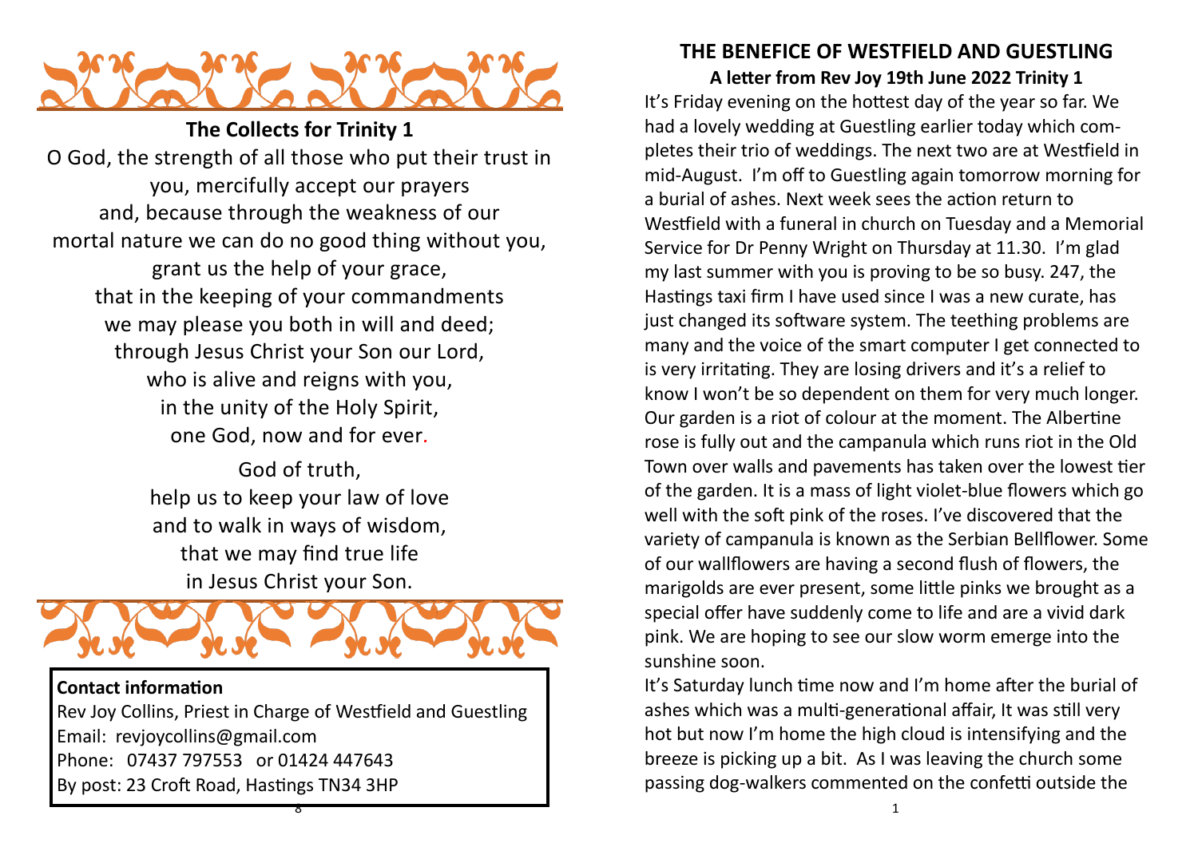## The Collects for Trinity 1

O God, the strength of all those who put their trust in you, mercifully accept our prayers
and, because through the weakness of our mortal nature we can do no good thing without you,
grant us the help of your grace,
that in the keeping of your commandments
we may please you both in will and deed;
through Jesus Christ your Son our Lord,
who is alive and reigns with you,
in the unity of the Holy Spirit,
one God, now and for ever.

God of truth,
help us to keep your law of love
and to walk in ways of wisdom,
that we may find true life
in Jesus Christ your Son.

**Contact information**
Rev Joy Collins, Priest in Charge of Westfield and Guestling
Email: revjoycollins@gmail.com
Phone: 07437 797553 or 01424 447643
By post: 23 Croft Road, Hastings TN34 3HP

# THE BENEFICE OF WESTFIELD AND GUESTLING

### A letter from Rev Joy 19th June 2022 Trinity 1

It's Friday evening on the hottest day of the year so far. We had a lovely wedding at Guestling earlier today which completes their trio of weddings. The next two are at Westfield in mid-August. I'm off to Guestling again tomorrow morning for a burial of ashes. Next week sees the action return to Westfield with a funeral in church on Tuesday and a Memorial Service for Dr Penny Wright on Thursday at 11.30. I'm glad my last summer with you is proving to be so busy. 247, the Hastings taxi firm I have used since I was a new curate, has just changed its software system. The teething problems are many and the voice of the smart computer I get connected to is very irritating. They are losing drivers and it's a relief to know I won't be so dependent on them for very much longer. Our garden is a riot of colour at the moment. The Albertine rose is fully out and the campanula which runs riot in the Old Town over walls and pavements has taken over the lowest tier of the garden. It is a mass of light violet-blue flowers which go well with the soft pink of the roses. I've discovered that the variety of campanula is known as the Serbian Bellflower. Some of our wallflowers are having a second flush of flowers, the marigolds are ever present, some little pinks we brought as a special offer have suddenly come to life and are a vivid dark pink. We are hoping to see our slow worm emerge into the sunshine soon.

It's Saturday lunch time now and I'm home after the burial of ashes which was a multi-generational affair, It was still very hot but now I'm home the high cloud is intensifying and the breeze is picking up a bit. As I was leaving the church some passing dog-walkers commented on the confetti outside the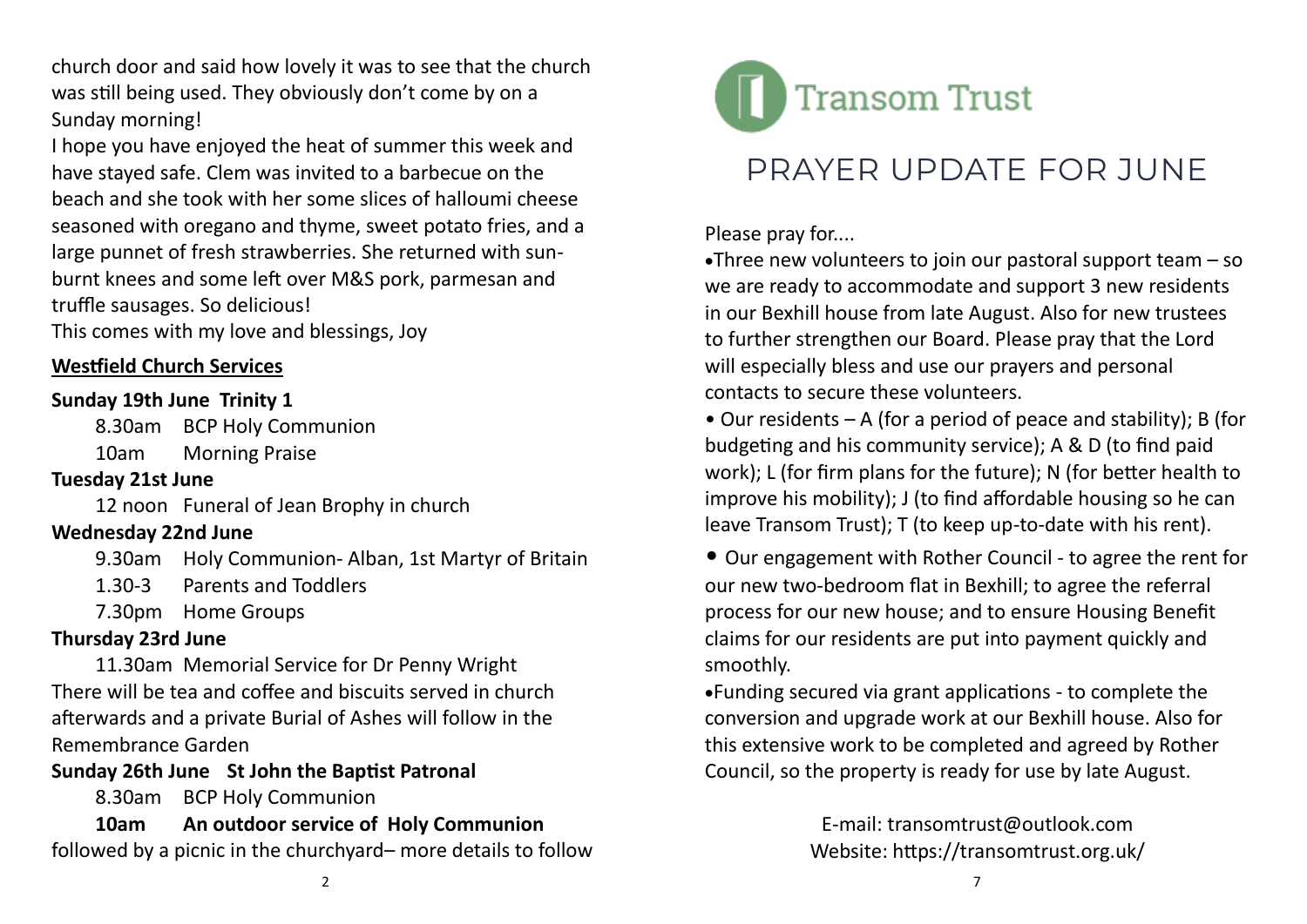church door and said how lovely it was to see that the church was still being used. They obviously don't come by on a Sunday morning!

I hope you have enjoyed the heat of summer this week and have stayed safe. Clem was invited to a barbecue on the beach and she took with her some slices of halloumi cheese seasoned with oregano and thyme, sweet potato fries, and a large punnet of fresh strawberries. She returned with sun-burnt knees and some left over M&S pork, parmesan and truffle sausages. So delicious!

This comes with my love and blessings, Joy

**Westfield Church Services**

**Sunday 19th June Trinity 1**

8.30am BCP Holy Communion

10am Morning Praise

**Tuesday 21st June**

12 noon Funeral of Jean Brophy in church

**Wednesday 22nd June**

9.30am Holy Communion- Alban, 1st Martyr of Britain

1.30-3 Parents and Toddlers

7.30pm Home Groups

**Thursday 23rd June**

11.30am Memorial Service for Dr Penny Wright

There will be tea and coffee and biscuits served in church afterwards and a private Burial of Ashes will follow in the Remembrance Garden

**Sunday 26th June St John the Baptist Patronal**

8.30am BCP Holy Communion

**10am An outdoor service of Holy Communion**

followed by a picnic in the churchyard– more details to follow

# Transom Trust

## PRAYER UPDATE FOR JUNE

Please pray for....

- Three new volunteers to join our pastoral support team – so we are ready to accommodate and support 3 new residents in our Bexhill house from late August. Also for new trustees to further strengthen our Board. Please pray that the Lord will especially bless and use our prayers and personal contacts to secure these volunteers.
- Our residents – A (for a period of peace and stability); B (for budgeting and his community service); A & D (to find paid work); L (for firm plans for the future); N (for better health to improve his mobility); J (to find affordable housing so he can leave Transom Trust); T (to keep up-to-date with his rent).
- Our engagement with Rother Council - to agree the rent for our new two-bedroom flat in Bexhill; to agree the referral process for our new house; and to ensure Housing Benefit claims for our residents are put into payment quickly and smoothly.
- Funding secured via grant applications - to complete the conversion and upgrade work at our Bexhill house. Also for this extensive work to be completed and agreed by Rother Council, so the property is ready for use by late August.

E-mail: transomtrust@outlook.com
Website: https://transomtrust.org.uk/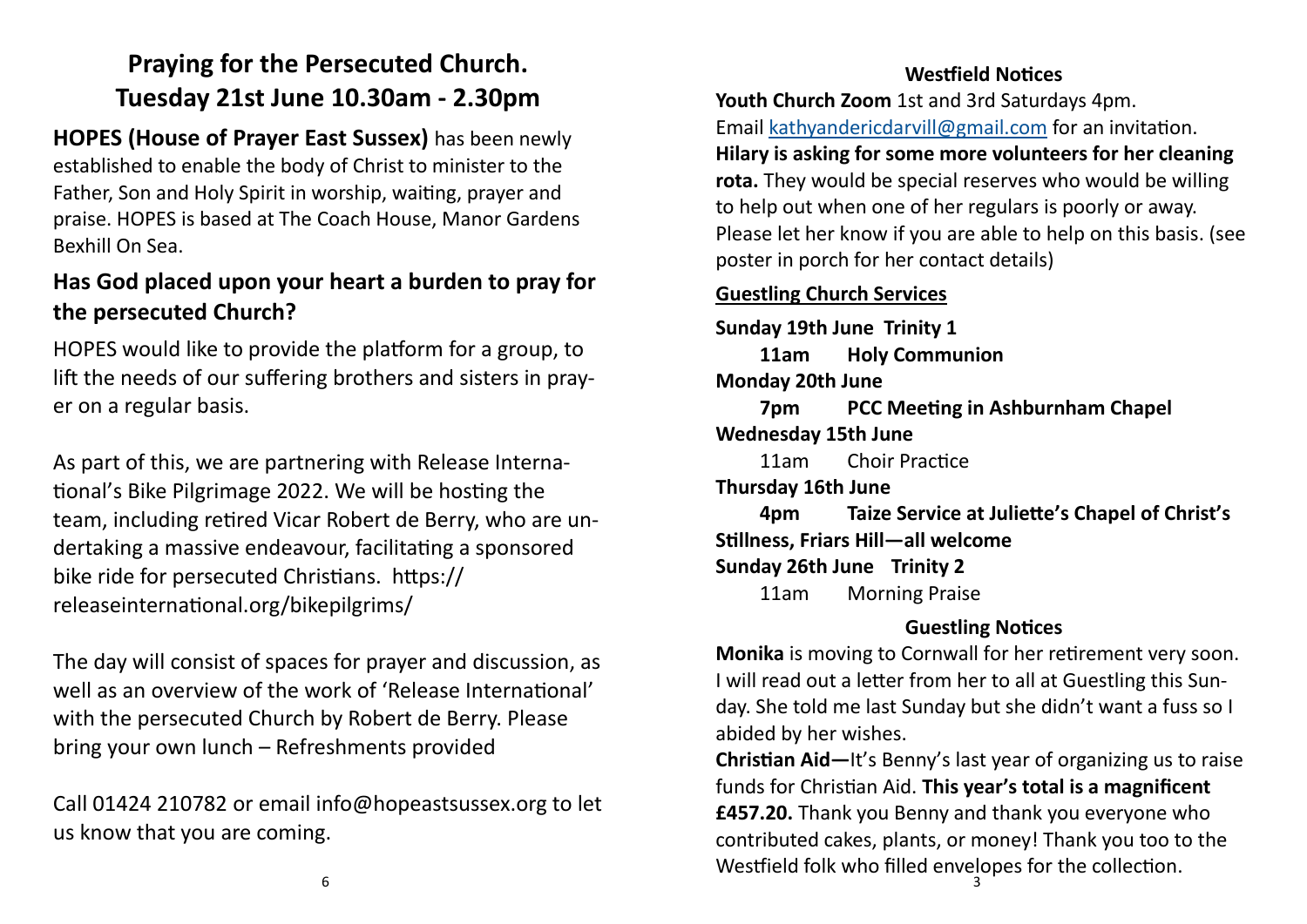## Praying for the Persecuted Church.
## Tuesday 21st June 10.30am - 2.30pm

**HOPES (House of Prayer East Sussex)** has been newly established to enable the body of Christ to minister to the Father, Son and Holy Spirit in worship, waiting, prayer and praise. HOPES is based at The Coach House, Manor Gardens Bexhill On Sea.

### Has God placed upon your heart a burden to pray for the persecuted Church?

HOPES would like to provide the platform for a group, to lift the needs of our suffering brothers and sisters in prayer on a regular basis.

As part of this, we are partnering with Release International's Bike Pilgrimage 2022. We will be hosting the team, including retired Vicar Robert de Berry, who are undertaking a massive endeavour, facilitating a sponsored bike ride for persecuted Christians. https://releaseinternational.org/bikepilgrims/

The day will consist of spaces for prayer and discussion, as well as an overview of the work of 'Release International' with the persecuted Church by Robert de Berry. Please bring your own lunch – Refreshments provided

Call 01424 210782 or email info@hopeastsussex.org to let us know that you are coming.

### Westfield Notices

**Youth Church Zoom** 1st and 3rd Saturdays 4pm.
Email kathyandericdarvill@gmail.com for an invitation.

**Hilary is asking for some more volunteers for her cleaning rota.** They would be special reserves who would be willing to help out when one of her regulars is poorly or away. Please let her know if you are able to help on this basis. (see poster in porch for her contact details)

**Guestling Church Services**

**Sunday 19th June Trinity 1**
**11am Holy Communion**

**Monday 20th June**
**7pm PCC Meeting in Ashburnham Chapel**

**Wednesday 15th June**
11am Choir Practice

**Thursday 16th June**
**4pm Taize Service at Juliette's Chapel of Christ's Stillness, Friars Hill—all welcome**

**Sunday 26th June Trinity 2**
11am Morning Praise

### Guestling Notices

**Monika** is moving to Cornwall for her retirement very soon. I will read out a letter from her to all at Guestling this Sunday. She told me last Sunday but she didn't want a fuss so I abided by her wishes.

**Christian Aid—**It's Benny's last year of organizing us to raise funds for Christian Aid. **This year's total is a magnificent £457.20.** Thank you Benny and thank you everyone who contributed cakes, plants, or money! Thank you too to the Westfield folk who filled envelopes for the collection.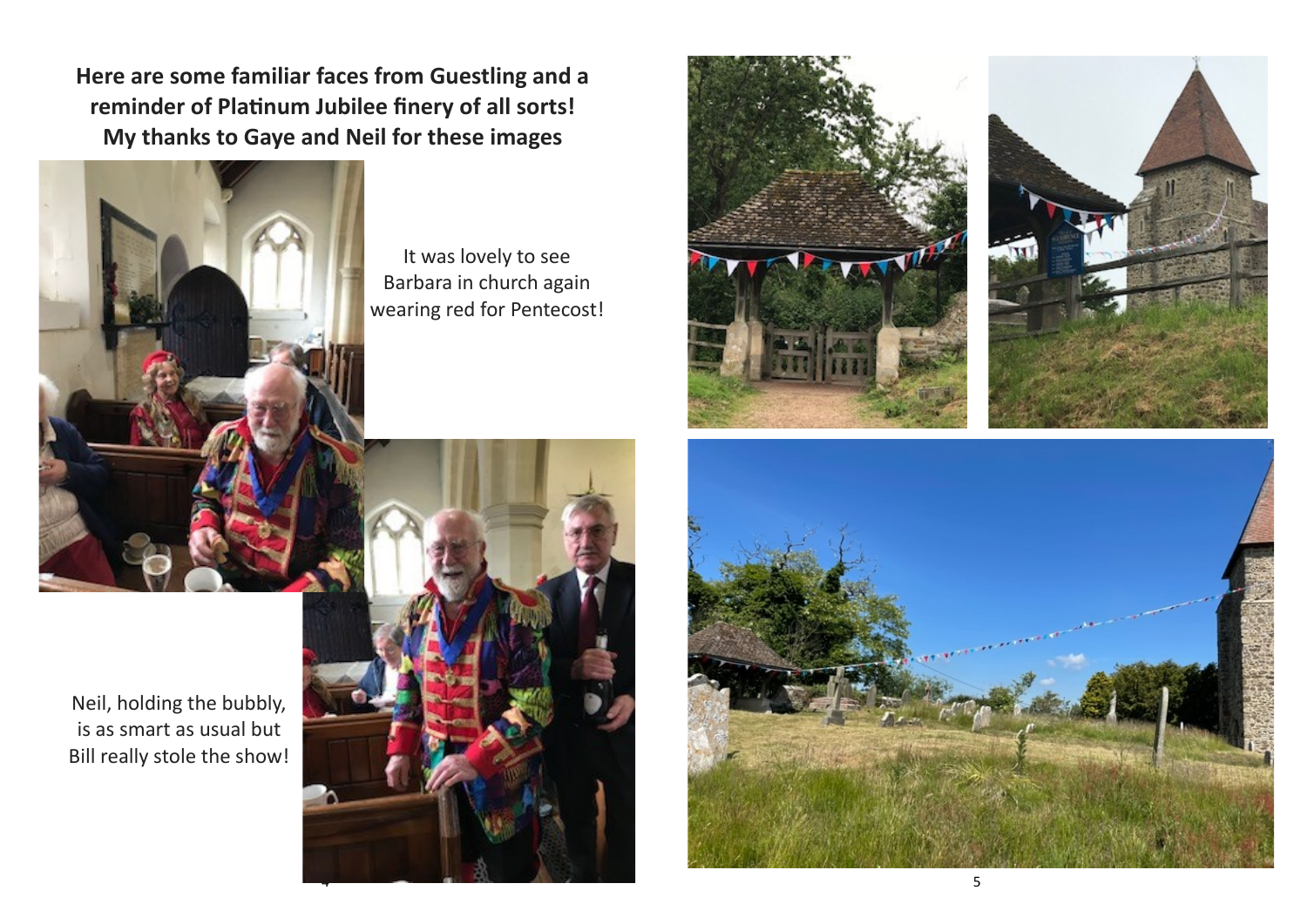**Here are some familiar faces from Guestling and a reminder of Platinum Jubilee finery of all sorts! My thanks to Gaye and Neil for these images**

It was lovely to see Barbara in church again wearing red for Pentecost!

Neil, holding the bubbly, is as smart as usual but Bill really stole the show!